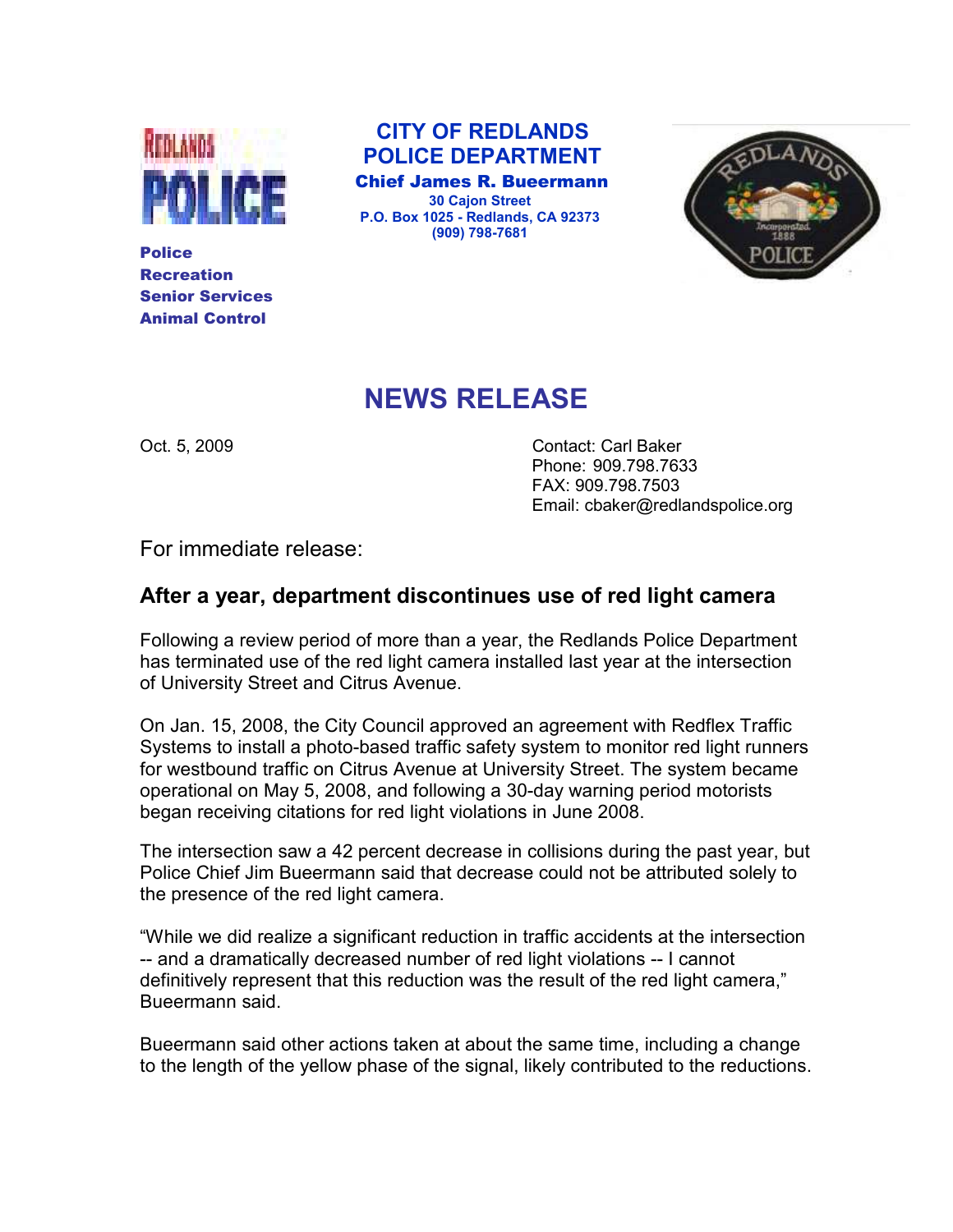**Police**
**Recreation**
**Senior Services**
**Animal Control**

**CITY OF REDLANDS**
**POLICE DEPARTMENT**
**Chief James R. Buermann**
**30 Cajon Street**
**P.O. Box 1025 - Redlands, CA 92373**
**(909) 798-7681**

# NEWS RELEASE

Oct. 5, 2009

Contact: Carl Baker
Phone: 909.798.7633
FAX: 909.798.7503
Email: cbaker@redlandspolice.org

For immediate release:

## After a year, department discontinues use of red light camera

Following a review period of more than a year, the Redlands Police Department has terminated use of the red light camera installed last year at the intersection of University Street and Citrus Avenue.

On Jan. 15, 2008, the City Council approved an agreement with Redflex Traffic Systems to install a photo-based traffic safety system to monitor red light runners for westbound traffic on Citrus Avenue at University Street. The system became operational on May 5, 2008, and following a 30-day warning period motorists began receiving citations for red light violations in June 2008.

The intersection saw a 42 percent decrease in collisions during the past year, but Police Chief Jim Buermann said that decrease could not be attributed solely to the presence of the red light camera.

"While we did realize a significant reduction in traffic accidents at the intersection -- and a dramatically decreased number of red light violations -- I cannot definitively represent that this reduction was the result of the red light camera," Buermann said.

Buermann said other actions taken at about the same time, including a change to the length of the yellow phase of the signal, likely contributed to the reductions.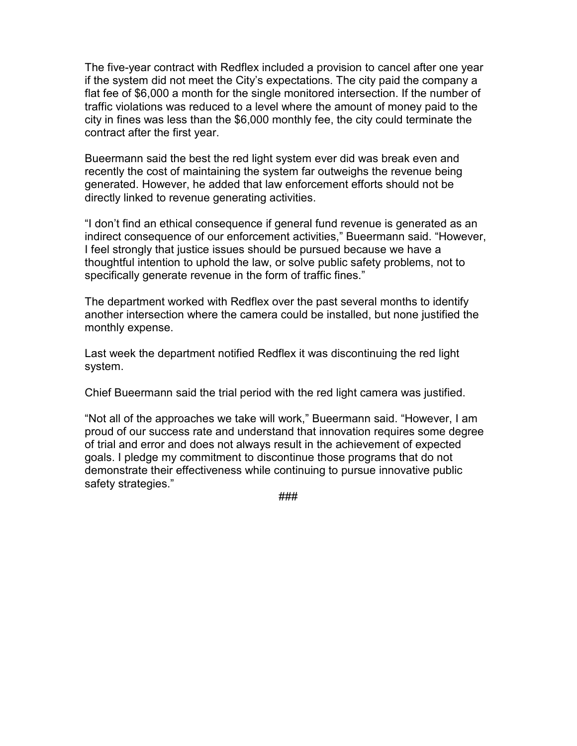The five-year contract with Redflex included a provision to cancel after one year if the system did not meet the City's expectations. The city paid the company a flat fee of $6,000 a month for the single monitored intersection. If the number of traffic violations was reduced to a level where the amount of money paid to the city in fines was less than the $6,000 monthly fee, the city could terminate the contract after the first year.

Bueermann said the best the red light system ever did was break even and recently the cost of maintaining the system far outweighs the revenue being generated. However, he added that law enforcement efforts should not be directly linked to revenue generating activities.

"I don't find an ethical consequence if general fund revenue is generated as an indirect consequence of our enforcement activities," Bueermann said. "However, I feel strongly that justice issues should be pursued because we have a thoughtful intention to uphold the law, or solve public safety problems, not to specifically generate revenue in the form of traffic fines."

The department worked with Redflex over the past several months to identify another intersection where the camera could be installed, but none justified the monthly expense.

Last week the department notified Redflex it was discontinuing the red light system.

Chief Bueermann said the trial period with the red light camera was justified.

"Not all of the approaches we take will work," Bueermann said. "However, I am proud of our success rate and understand that innovation requires some degree of trial and error and does not always result in the achievement of expected goals. I pledge my commitment to discontinue those programs that do not demonstrate their effectiveness while continuing to pursue innovative public safety strategies."

###